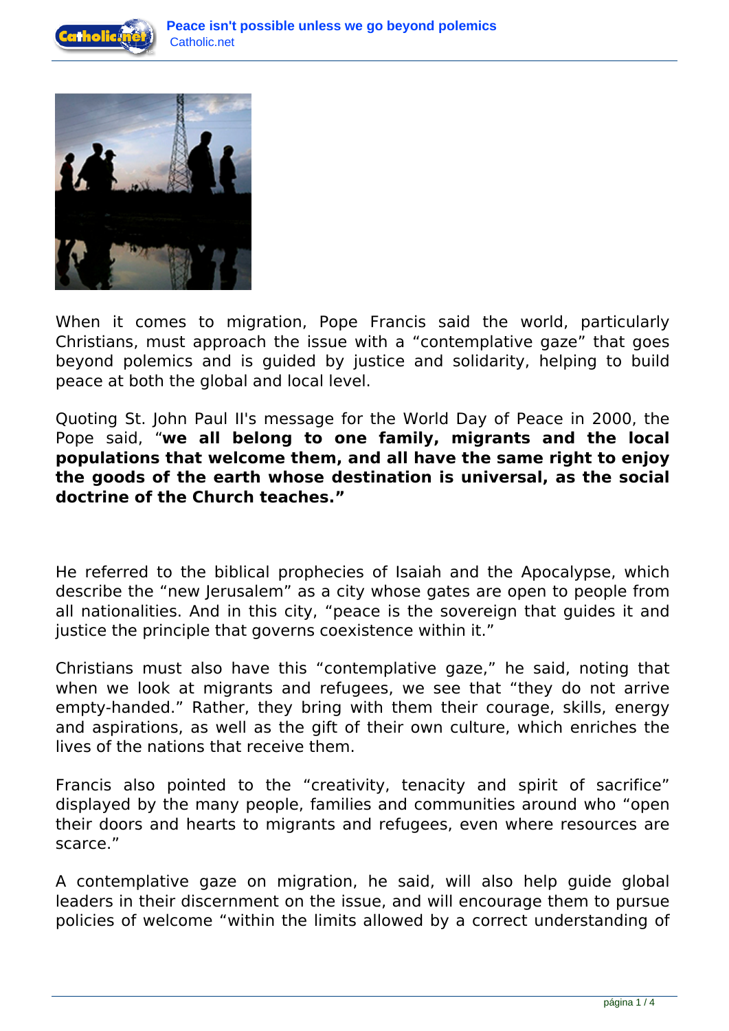When it comes to migration, Pope Francis said the world, particularly Christians, must approach the issue with a “contemplative gaze” that goes beyond polemics and is guided by justice and solidarity, helping to build peace at both the global and local level.

Quoting St. John Paul II's message for the World Day of Peace in 2000, the Pope said, “**we all belong to one family, migrants and the local populations that welcome them, and all have the same right to enjoy the goods of the earth whose destination is universal, as the social doctrine of the Church teaches.”**

He referred to the biblical prophecies of Isaiah and the Apocalypse, which describe the “new Jerusalem” as a city whose gates are open to people from all nationalities. And in this city, “peace is the sovereign that guides it and justice the principle that governs coexistence within it.”

Christians must also have this “contemplative gaze,” he said, noting that when we look at migrants and refugees, we see that “they do not arrive empty-handed.” Rather, they bring with them their courage, skills, energy and aspirations, as well as the gift of their own culture, which enriches the lives of the nations that receive them.

Francis also pointed to the “creativity, tenacity and spirit of sacrifice” displayed by the many people, families and communities around who “open their doors and hearts to migrants and refugees, even where resources are scarce.”

A contemplative gaze on migration, he said, will also help guide global leaders in their discernment on the issue, and will encourage them to pursue policies of welcome “within the limits allowed by a correct understanding of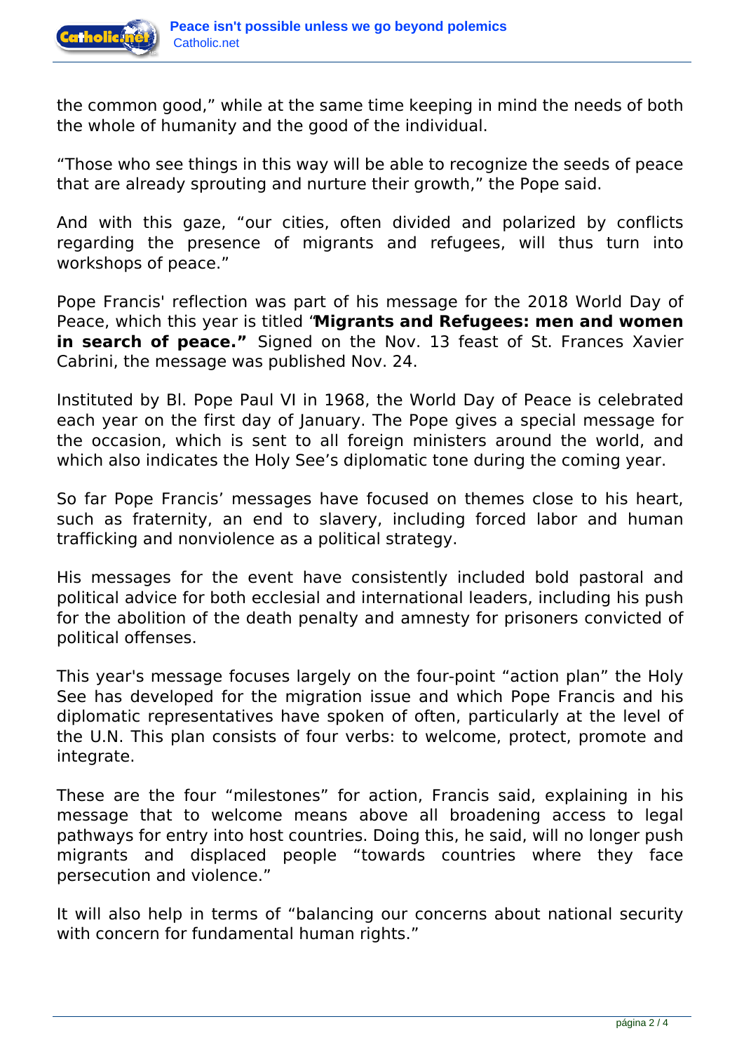the common good," while at the same time keeping in mind the needs of both the whole of humanity and the good of the individual.

"Those who see things in this way will be able to recognize the seeds of peace that are already sprouting and nurture their growth," the Pope said.

And with this gaze, "our cities, often divided and polarized by conflicts regarding the presence of migrants and refugees, will thus turn into workshops of peace."

Pope Francis' reflection was part of his message for the 2018 World Day of Peace, which this year is titled "**Migrants and Refugees: men and women in search of peace."** Signed on the Nov. 13 feast of St. Frances Xavier Cabrini, the message was published Nov. 24.

Instituted by Bl. Pope Paul VI in 1968, the World Day of Peace is celebrated each year on the first day of January. The Pope gives a special message for the occasion, which is sent to all foreign ministers around the world, and which also indicates the Holy See's diplomatic tone during the coming year.

So far Pope Francis' messages have focused on themes close to his heart, such as fraternity, an end to slavery, including forced labor and human trafficking and nonviolence as a political strategy.

His messages for the event have consistently included bold pastoral and political advice for both ecclesial and international leaders, including his push for the abolition of the death penalty and amnesty for prisoners convicted of political offenses.

This year's message focuses largely on the four-point "action plan" the Holy See has developed for the migration issue and which Pope Francis and his diplomatic representatives have spoken of often, particularly at the level of the U.N. This plan consists of four verbs: to welcome, protect, promote and integrate.

These are the four "milestones" for action, Francis said, explaining in his message that to welcome means above all broadening access to legal pathways for entry into host countries. Doing this, he said, will no longer push migrants and displaced people "towards countries where they face persecution and violence."

It will also help in terms of "balancing our concerns about national security with concern for fundamental human rights."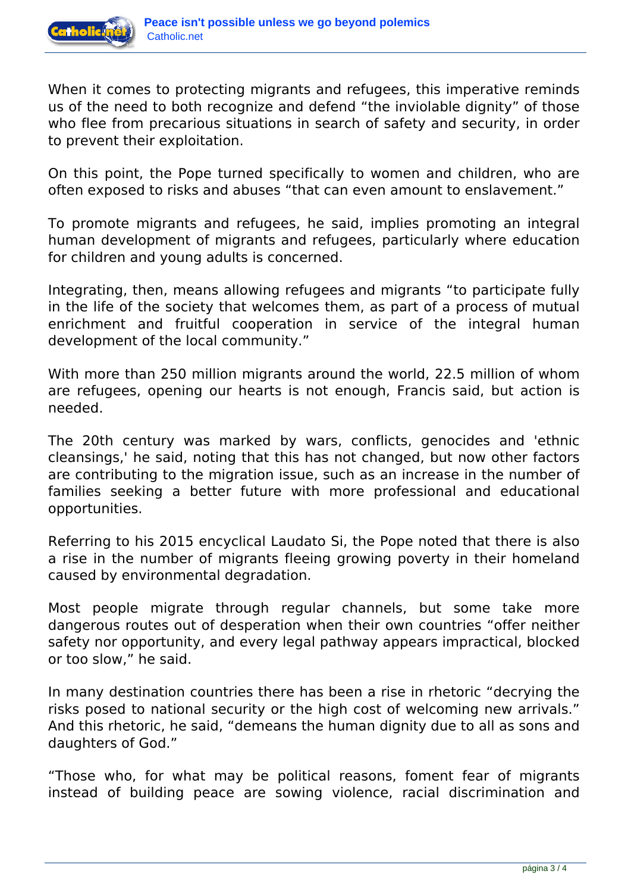When it comes to protecting migrants and refugees, this imperative reminds us of the need to both recognize and defend “the inviolable dignity” of those who flee from precarious situations in search of safety and security, in order to prevent their exploitation.

On this point, the Pope turned specifically to women and children, who are often exposed to risks and abuses “that can even amount to enslavement.”

To promote migrants and refugees, he said, implies promoting an integral human development of migrants and refugees, particularly where education for children and young adults is concerned.

Integrating, then, means allowing refugees and migrants “to participate fully in the life of the society that welcomes them, as part of a process of mutual enrichment and fruitful cooperation in service of the integral human development of the local community.”

With more than 250 million migrants around the world, 22.5 million of whom are refugees, opening our hearts is not enough, Francis said, but action is needed.

The 20th century was marked by wars, conflicts, genocides and 'ethnic cleansings,' he said, noting that this has not changed, but now other factors are contributing to the migration issue, such as an increase in the number of families seeking a better future with more professional and educational opportunities.

Referring to his 2015 encyclical Laudato Si, the Pope noted that there is also a rise in the number of migrants fleeing growing poverty in their homeland caused by environmental degradation.

Most people migrate through regular channels, but some take more dangerous routes out of desperation when their own countries “offer neither safety nor opportunity, and every legal pathway appears impractical, blocked or too slow,” he said.

In many destination countries there has been a rise in rhetoric “decrying the risks posed to national security or the high cost of welcoming new arrivals.” And this rhetoric, he said, “demeans the human dignity due to all as sons and daughters of God.”

“Those who, for what may be political reasons, foment fear of migrants instead of building peace are sowing violence, racial discrimination and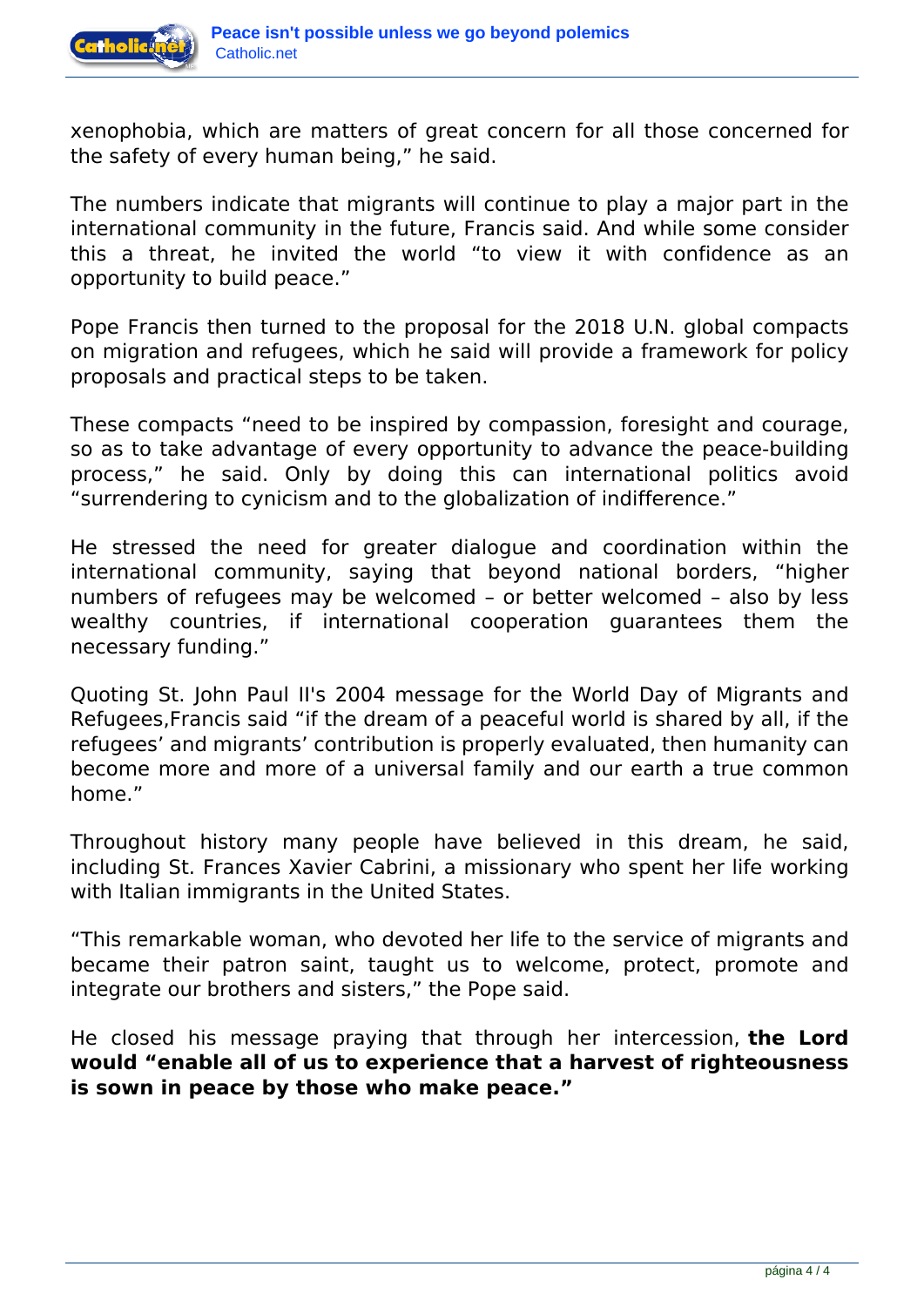xenophobia, which are matters of great concern for all those concerned for the safety of every human being," he said.

The numbers indicate that migrants will continue to play a major part in the international community in the future, Francis said. And while some consider this a threat, he invited the world "to view it with confidence as an opportunity to build peace."

Pope Francis then turned to the proposal for the 2018 U.N. global compacts on migration and refugees, which he said will provide a framework for policy proposals and practical steps to be taken.

These compacts "need to be inspired by compassion, foresight and courage, so as to take advantage of every opportunity to advance the peace-building process," he said. Only by doing this can international politics avoid "surrendering to cynicism and to the globalization of indifference."

He stressed the need for greater dialogue and coordination within the international community, saying that beyond national borders, "higher numbers of refugees may be welcomed – or better welcomed – also by less wealthy countries, if international cooperation guarantees them the necessary funding."

Quoting St. John Paul II's 2004 message for the World Day of Migrants and Refugees,Francis said "if the dream of a peaceful world is shared by all, if the refugees' and migrants' contribution is properly evaluated, then humanity can become more and more of a universal family and our earth a true common home."

Throughout history many people have believed in this dream, he said, including St. Frances Xavier Cabrini, a missionary who spent her life working with Italian immigrants in the United States.

"This remarkable woman, who devoted her life to the service of migrants and became their patron saint, taught us to welcome, protect, promote and integrate our brothers and sisters," the Pope said.

He closed his message praying that through her intercession, **the Lord would "enable all of us to experience that a harvest of righteousness is sown in peace by those who make peace."**